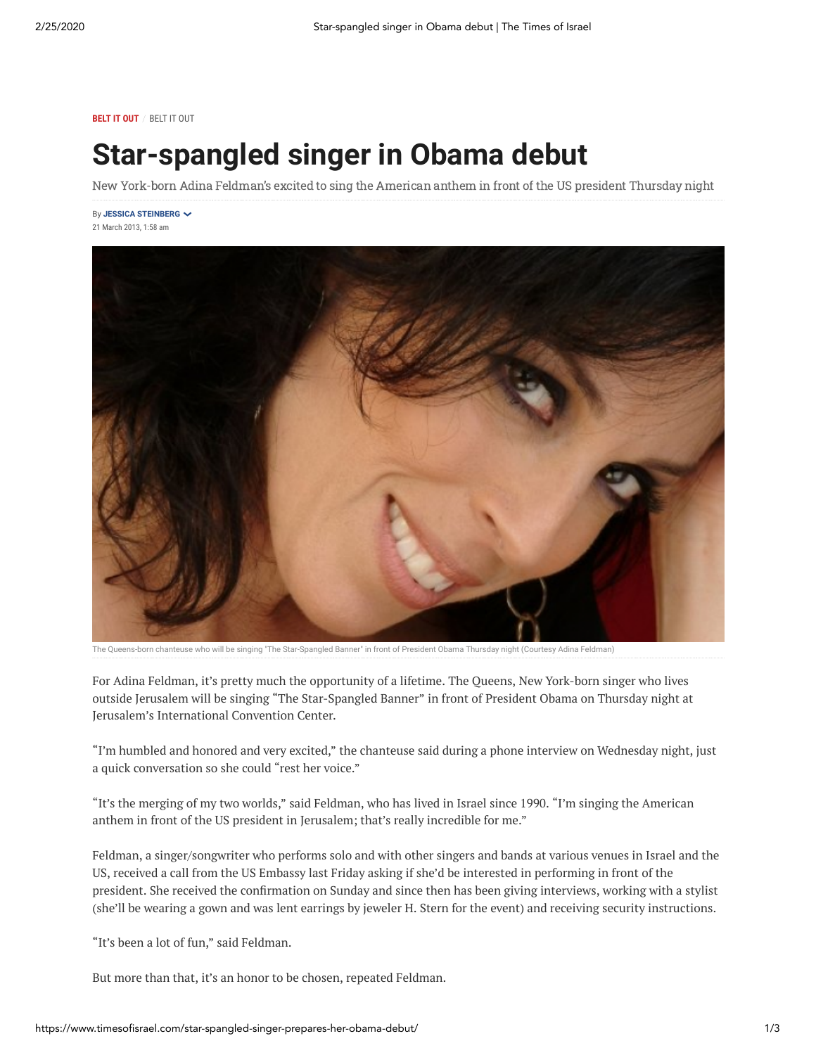BELT IT OUT / BELT IT OUT

# Star-spangled singer in Obama debut

New York-born Adina Feldman's excited to sing the American anthem in front of the US president Thursday night

By JESSICA STEINBERG

21 March 2013, 1:58 am

The Queens-born chanteuse who will be singing "The Star-Spangled Banner" in front of President Obama Thursday night (Courtesy Adina Feldman)

For Adina Feldman, it's pretty much the opportunity of a lifetime. The Queens, New York-born singer who lives outside Jerusalem will be singing "The Star-Spangled Banner" in front of President Obama on Thursday night at Jerusalem's International Convention Center.

"I'm humbled and honored and very excited," the chanteuse said during a phone interview on Wednesday night, just a quick conversation so she could "rest her voice."

"It's the merging of my two worlds," said Feldman, who has lived in Israel since 1990. "I'm singing the American anthem in front of the US president in Jerusalem; that's really incredible for me."

Feldman, a singer/songwriter who performs solo and with other singers and bands at various venues in Israel and the US, received a call from the US Embassy last Friday asking if she'd be interested in performing in front of the president. She received the confirmation on Sunday and since then has been giving interviews, working with a stylist (she'll be wearing a gown and was lent earrings by jeweler H. Stern for the event) and receiving security instructions.

"It's been a lot of fun," said Feldman.

But more than that, it's an honor to be chosen, repeated Feldman.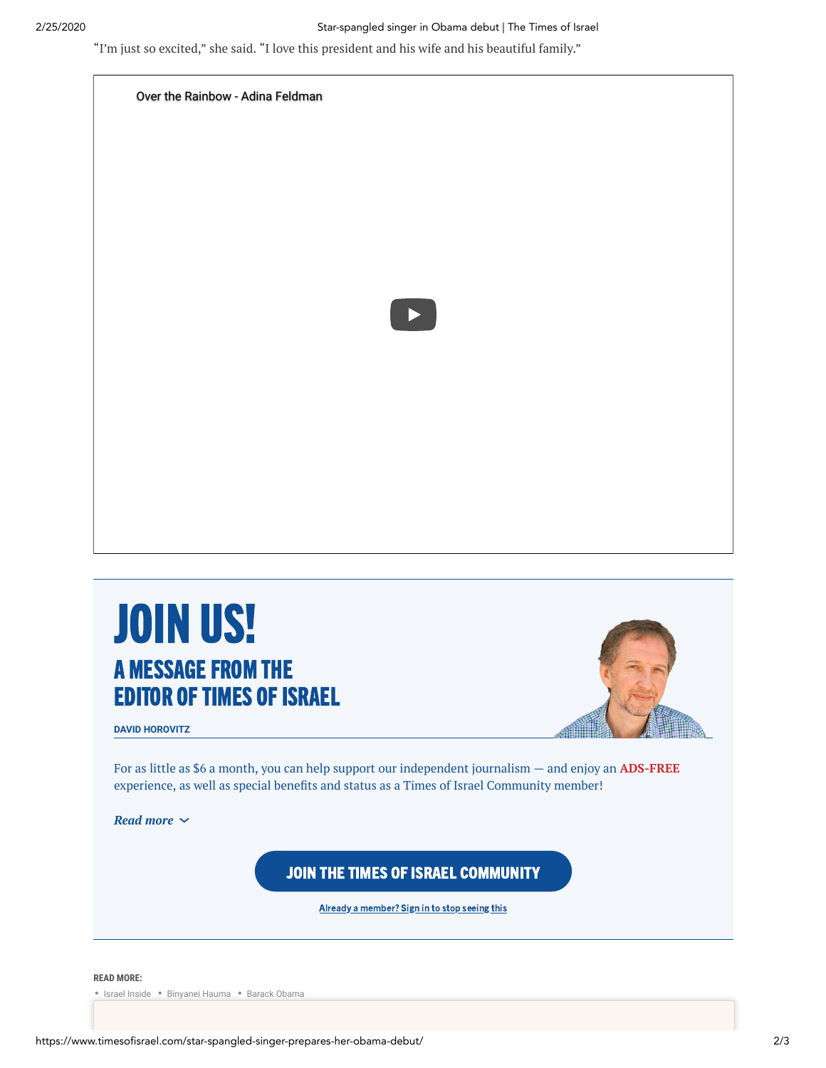"I'm just so excited," she said. "I love this president and his wife and his beautiful family."

Over the Rainbow - Adina Feldman

# JOIN US!

## A MESSAGE FROM THE EDITOR OF TIMES OF ISRAEL

**DAVID HOROVITZ**

For as little as $6 a month, you can help support our independent journalism — and enjoy an **ADS-FREE** experience, as well as special benefits and status as a Times of Israel Community member!

*Read more*

JOIN THE TIMES OF ISRAEL COMMUNITY

Already a member? Sign in to stop seeing this

**READ MORE:**

- Israel Inside
- Binyanei Hauma
- Barack Obama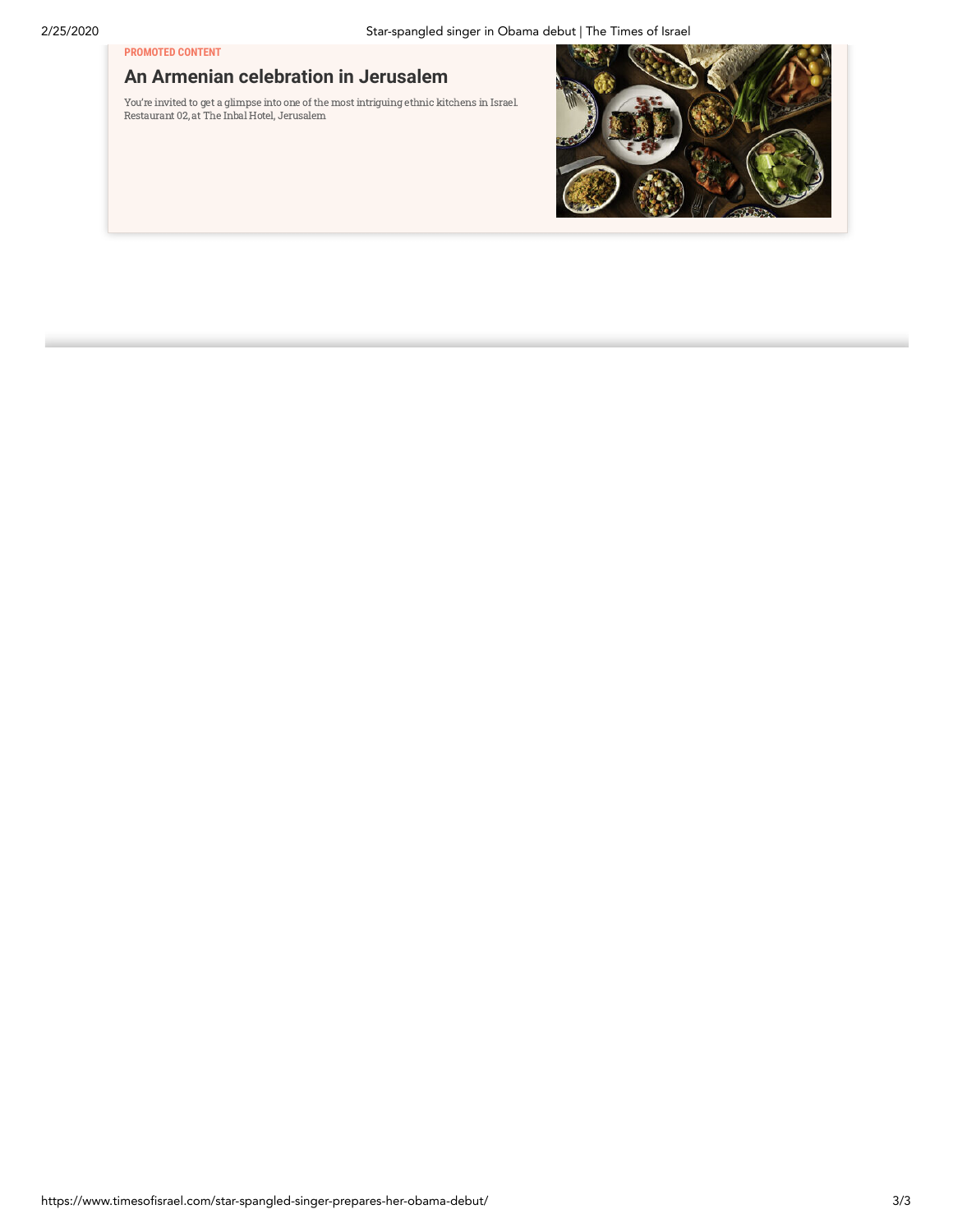PROMOTED CONTENT

## An Armenian celebration in Jerusalem

You're invited to get a glimpse into one of the most intriguing ethnic kitchens in Israel. Restaurant 02, at The Inbal Hotel, Jerusalem